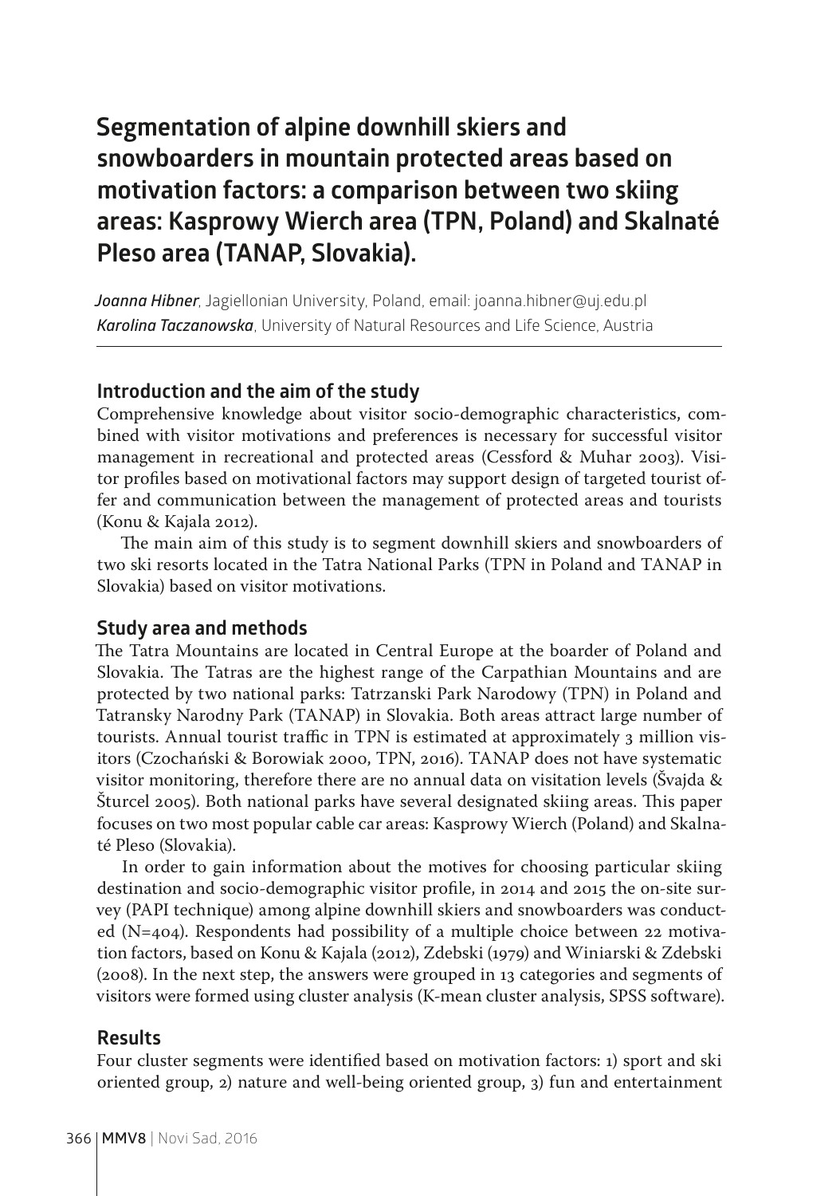# Segmentation of alpine downhill skiers and snowboarders in mountain protected areas based on motivation factors: a comparison between two skiing areas: Kasprowy Wierch area (TPN, Poland) and Skalnaté Pleso area (TANAP, Slovakia).

***Joanna Hibner***, Jagiellonian University, Poland, email: joanna.hibner@uj.edu.pl
***Karolina Taczanowska***, University of Natural Resources and Life Science, Austria

## Introduction and the aim of the study

Comprehensive knowledge about visitor socio-demographic characteristics, combined with visitor motivations and preferences is necessary for successful visitor management in recreational and protected areas (Cessford & Muhar 2003). Visitor profiles based on motivational factors may support design of targeted tourist offer and communication between the management of protected areas and tourists (Konu & Kajala 2012).

The main aim of this study is to segment downhill skiers and snowboarders of two ski resorts located in the Tatra National Parks (TPN in Poland and TANAP in Slovakia) based on visitor motivations.

## Study area and methods

The Tatra Mountains are located in Central Europe at the boarder of Poland and Slovakia. The Tatras are the highest range of the Carpathian Mountains and are protected by two national parks: Tatrzanski Park Narodowy (TPN) in Poland and Tatransky Narodny Park (TANAP) in Slovakia. Both areas attract large number of tourists. Annual tourist traffic in TPN is estimated at approximately 3 million visitors (Czochański & Borowiak 2000, TPN, 2016). TANAP does not have systematic visitor monitoring, therefore there are no annual data on visitation levels (Švajda & Šturcel 2005). Both national parks have several designated skiing areas. This paper focuses on two most popular cable car areas: Kasprowy Wierch (Poland) and Skalnaté Pleso (Slovakia).

In order to gain information about the motives for choosing particular skiing destination and socio-demographic visitor profile, in 2014 and 2015 the on-site survey (PAPI technique) among alpine downhill skiers and snowboarders was conducted (N=404). Respondents had possibility of a multiple choice between 22 motivation factors, based on Konu & Kajala (2012), Zdebski (1979) and Winiarski & Zdebski (2008). In the next step, the answers were grouped in 13 categories and segments of visitors were formed using cluster analysis (K-mean cluster analysis, SPSS software).

## Results

Four cluster segments were identified based on motivation factors: 1) sport and ski oriented group, 2) nature and well-being oriented group, 3) fun and entertainment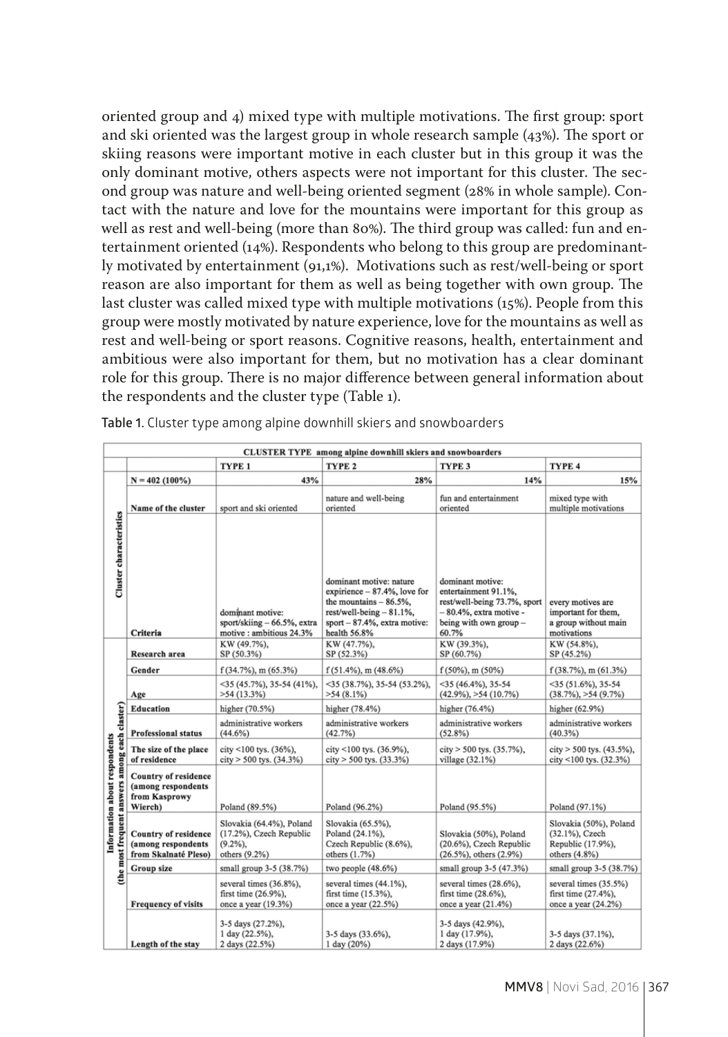oriented group and 4) mixed type with multiple motivations. The first group: sport and ski oriented was the largest group in whole research sample (43%). The sport or skiing reasons were important motive in each cluster but in this group it was the only dominant motive, others aspects were not important for this cluster. The second group was nature and well-being oriented segment (28% in whole sample). Contact with the nature and love for the mountains were important for this group as well as rest and well-being (more than 80%). The third group was called: fun and entertainment oriented (14%). Respondents who belong to this group are predominantly motivated by entertainment (91,1%). Motivations such as rest/well-being or sport reason are also important for them as well as being together with own group. The last cluster was called mixed type with multiple motivations (15%). People from this group were mostly motivated by nature experience, love for the mountains as well as rest and well-being or sport reasons. Cognitive reasons, health, entertainment and ambitious were also important for them, but no motivation has a clear dominant role for this group. There is no major difference between general information about the respondents and the cluster type (Table 1).

Table 1. Cluster type among alpine downhill skiers and snowboarders

| CLUSTER TYPE among alpine downhill skiers and snowboarders | | | | | |
|---|---|---|---|---|---|
| | | TYPE 1 | TYPE 2 | TYPE 3 | TYPE 4 |
| Cluster characteristics | N = 402 (100%) | 43% | 28% | 14% | 15% |
| | Name of the cluster | sport and ski oriented | nature and well-being oriented | fun and entertainment oriented | mixed type with multiple motivations |
| | Criteria | dominant motive: sport/skiing – 66.5%, extra motive : ambitious 24.3% | dominant motive: nature expirience – 87.4%, love for the mountains – 86.5%, rest/well-being – 81.1%, sport – 87.4%, extra motive: health 56.8% | dominant motive: entertainment 91.1%, rest/well-being 73.7%, sport – 80.4%, extra motive - being with own group – 60.7% | every motives are important for them, a group without main motivations |
| Information about respondents (the most frequent answers among each claster) | Research area | KW (49.7%), SP (50.3%) | KW (47.7%), SP (52.3%) | KW (39.3%), SP (60.7%) | KW (54.8%), SP (45.2%) |
| | Gender | f (34.7%), m (65.3%) | f (51.4%), m (48.6%) | f (50%), m (50%) | f (38.7%), m (61.3%) |
| | Age | <35 (45.7%), 35-54 (41%), >54 (13.3%) | <35 (38.7%), 35-54 (53.2%), >54 (8.1%) | <35 (46.4%), 35-54 (42.9%), >54 (10.7%) | <35 (51.6%), 35-54 (38.7%), >54 (9.7%) |
| | Education | higher (70.5%) | higher (78.4%) | higher (76.4%) | higher (62.9%) |
| | Professional status | administrative workers (44.6%) | administrative workers (42.7%) | administrative workers (52.8%) | administrative workers (40.3%) |
| | The size of the place of residence | city <100 tys. (36%), city > 500 tys. (34.3%) | city <100 tys. (36.9%), city > 500 tys. (33.3%) | city > 500 tys. (35.7%), village (32.1%) | city > 500 tys. (43.5%), city <100 tys. (32.3%) |
| | Country of residence (among respondents from Kasprowy Wierch) | Poland (89.5%) | Poland (96.2%) | Poland (95.5%) | Poland (97.1%) |
| | Country of residence (among respondents from Skalnaté Pleso) | Slovakia (64.4%), Poland (17.2%), Czech Republic (9.2%), others (9.2%) | Slovakia (65.5%), Poland (24.1%), Czech Republic (8.6%), others (1.7%) | Slovakia (50%), Poland (20.6%), Czech Republic (26.5%), others (2.9%) | Slovakia (50%), Poland (32.1%), Czech Republic (17.9%), others (4.8%) |
| | Group size | small group 3-5 (38.7%) | two people (48.6%) | small group 3-5 (47.3%) | small group 3-5 (38.7%) |
| | Frequency of visits | several times (36.8%), first time (26.9%), once a year (19.3%) | several times (44.1%), first time (15.3%), once a year (22.5%) | several times (28.6%), first time (28.6%), once a year (21.4%) | several times (35.5%) first time (27.4%), once a year (24.2%) |
| | Length of the stay | 3-5 days (27.2%), 1 day (22.5%), 2 days (22.5%) | 3-5 days (33.6%), 1 day (20%) | 3-5 days (42.9%), 1 day (17.9%), 2 days (17.9%) | 3-5 days (37.1%), 2 days (22.6%) |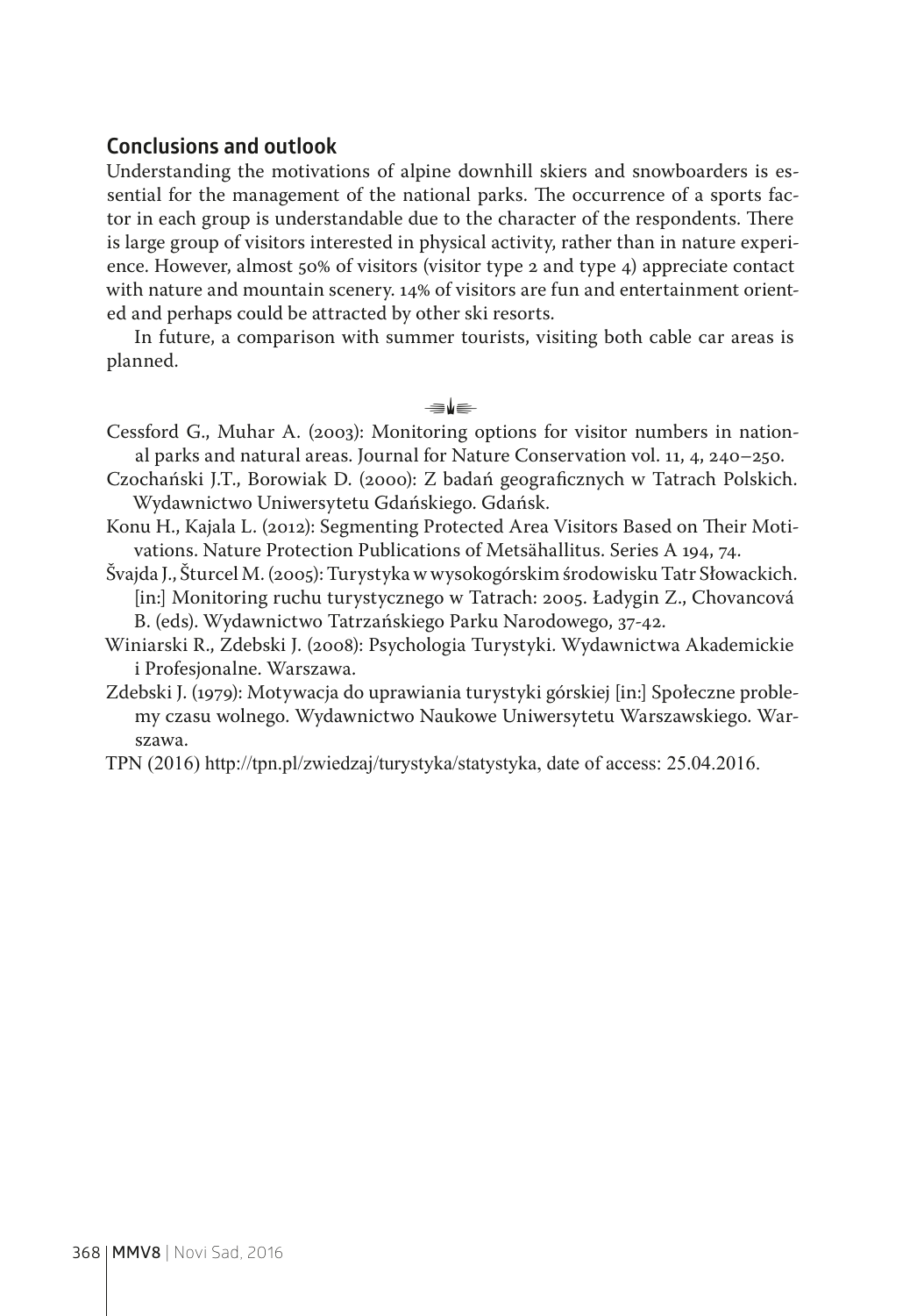## Conclusions and outlook

Understanding the motivations of alpine downhill skiers and snowboarders is essential for the management of the national parks. The occurrence of a sports factor in each group is understandable due to the character of the respondents. There is large group of visitors interested in physical activity, rather than in nature experience. However, almost 50% of visitors (visitor type 2 and type 4) appreciate contact with nature and mountain scenery. 14% of visitors are fun and entertainment oriented and perhaps could be attracted by other ski resorts.

In future, a comparison with summer tourists, visiting both cable car areas is planned.

Cessford G., Muhar A. (2003): Monitoring options for visitor numbers in national parks and natural areas. Journal for Nature Conservation vol. 11, 4, 240–250.

Czochański J.T., Borowiak D. (2000): Z badań geograficznych w Tatrach Polskich. Wydawnictwo Uniwersytetu Gdańskiego. Gdańsk.

Konu H., Kajala L. (2012): Segmenting Protected Area Visitors Based on Their Motivations. Nature Protection Publications of Metsähallitus. Series A 194, 74.

Švajda J., Šturcel M. (2005): Turystyka w wysokogórskim środowisku Tatr Słowackich. [in:] Monitoring ruchu turystycznego w Tatrach: 2005. Ładygin Z., Chovancová B. (eds). Wydawnictwo Tatrzańskiego Parku Narodowego, 37-42.

Winiarski R., Zdebski J. (2008): Psychologia Turystyki. Wydawnictwa Akademickie i Profesjonalne. Warszawa.

Zdebski J. (1979): Motywacja do uprawiania turystyki górskiej [in:] Społeczne problemy czasu wolnego. Wydawnictwo Naukowe Uniwersytetu Warszawskiego. Warszawa.

TPN (2016) http://tpn.pl/zwiedzaj/turystyka/statystyka, date of access: 25.04.2016.